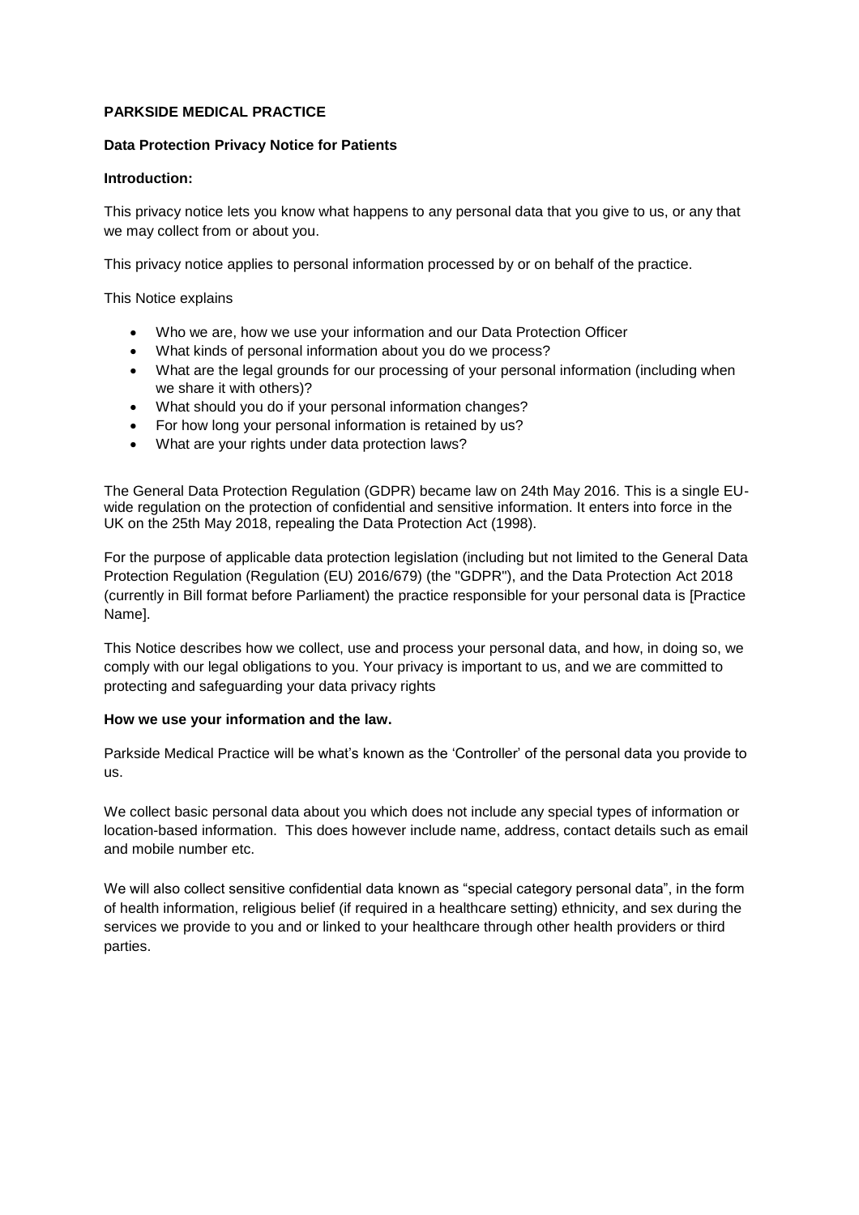**PARKSIDE MEDICAL PRACTICE**

**Data Protection Privacy Notice for Patients**

**Introduction:**

This privacy notice lets you know what happens to any personal data that you give to us, or any that we may collect from or about you.

This privacy notice applies to personal information processed by or on behalf of the practice.

This Notice explains

- Who we are, how we use your information and our Data Protection Officer
- What kinds of personal information about you do we process?
- What are the legal grounds for our processing of your personal information (including when we share it with others)?
- What should you do if your personal information changes?
- For how long your personal information is retained by us?
- What are your rights under data protection laws?

The General Data Protection Regulation (GDPR) became law on 24th May 2016. This is a single EU-wide regulation on the protection of confidential and sensitive information. It enters into force in the UK on the 25th May 2018, repealing the Data Protection Act (1998).

For the purpose of applicable data protection legislation (including but not limited to the General Data Protection Regulation (Regulation (EU) 2016/679) (the "GDPR"), and the Data Protection Act 2018 (currently in Bill format before Parliament) the practice responsible for your personal data is [Practice Name].

This Notice describes how we collect, use and process your personal data, and how, in doing so, we comply with our legal obligations to you. Your privacy is important to us, and we are committed to protecting and safeguarding your data privacy rights

**How we use your information and the law.**

Parkside Medical Practice will be what's known as the 'Controller' of the personal data you provide to us.

We collect basic personal data about you which does not include any special types of information or location-based information. This does however include name, address, contact details such as email and mobile number etc.

We will also collect sensitive confidential data known as "special category personal data", in the form of health information, religious belief (if required in a healthcare setting) ethnicity, and sex during the services we provide to you and or linked to your healthcare through other health providers or third parties.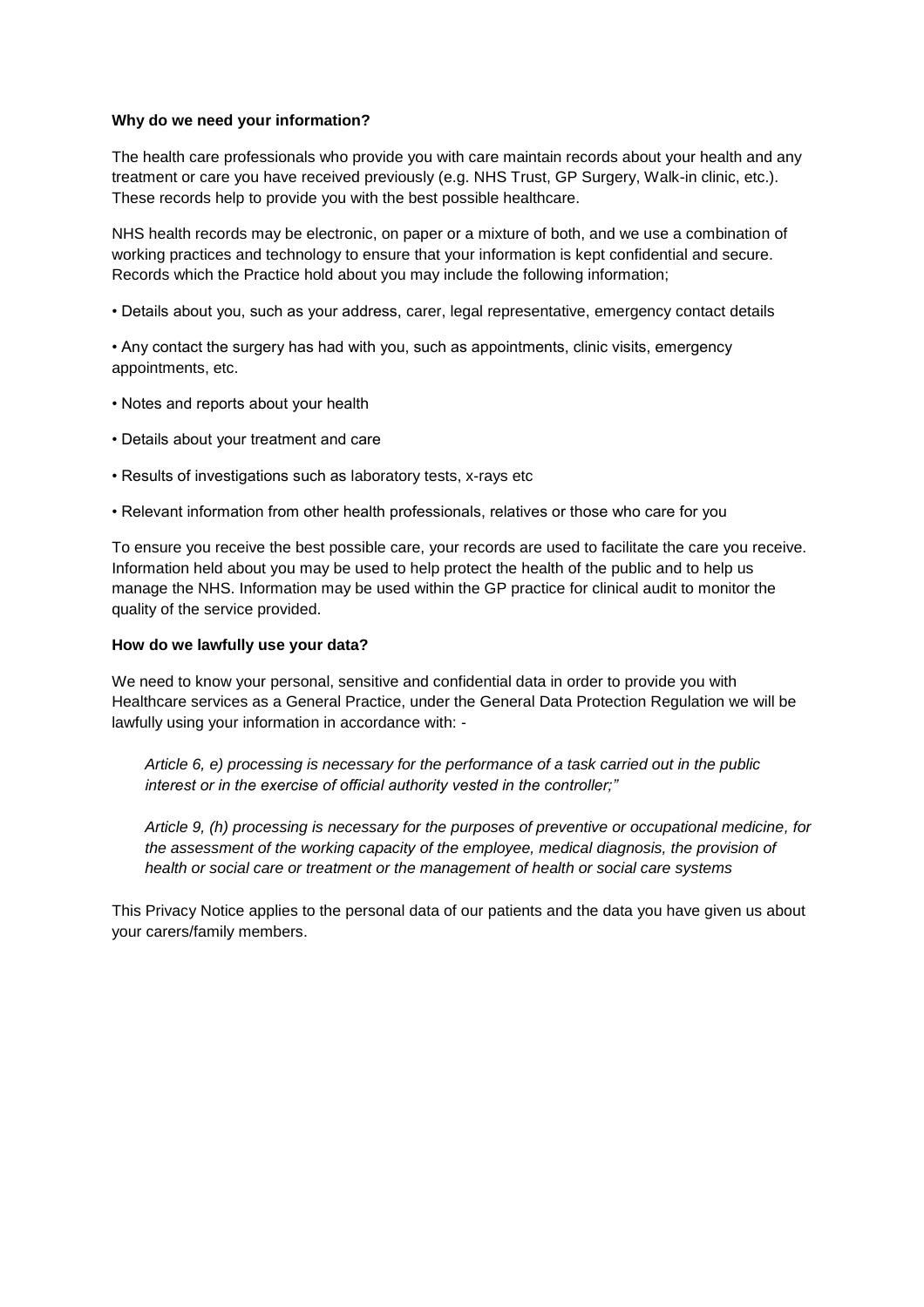**Why do we need your information?**

The health care professionals who provide you with care maintain records about your health and any treatment or care you have received previously (e.g. NHS Trust, GP Surgery, Walk-in clinic, etc.). These records help to provide you with the best possible healthcare.

NHS health records may be electronic, on paper or a mixture of both, and we use a combination of working practices and technology to ensure that your information is kept confidential and secure. Records which the Practice hold about you may include the following information;

- Details about you, such as your address, carer, legal representative, emergency contact details
- Any contact the surgery has had with you, such as appointments, clinic visits, emergency appointments, etc.
- Notes and reports about your health
- Details about your treatment and care
- Results of investigations such as laboratory tests, x-rays etc
- Relevant information from other health professionals, relatives or those who care for you

To ensure you receive the best possible care, your records are used to facilitate the care you receive. Information held about you may be used to help protect the health of the public and to help us manage the NHS. Information may be used within the GP practice for clinical audit to monitor the quality of the service provided.

**How do we lawfully use your data?**

We need to know your personal, sensitive and confidential data in order to provide you with Healthcare services as a General Practice, under the General Data Protection Regulation we will be lawfully using your information in accordance with: -

> *Article 6, e) processing is necessary for the performance of a task carried out in the public interest or in the exercise of official authority vested in the controller;"*
>
> *Article 9, (h) processing is necessary for the purposes of preventive or occupational medicine, for the assessment of the working capacity of the employee, medical diagnosis, the provision of health or social care or treatment or the management of health or social care systems*

This Privacy Notice applies to the personal data of our patients and the data you have given us about your carers/family members.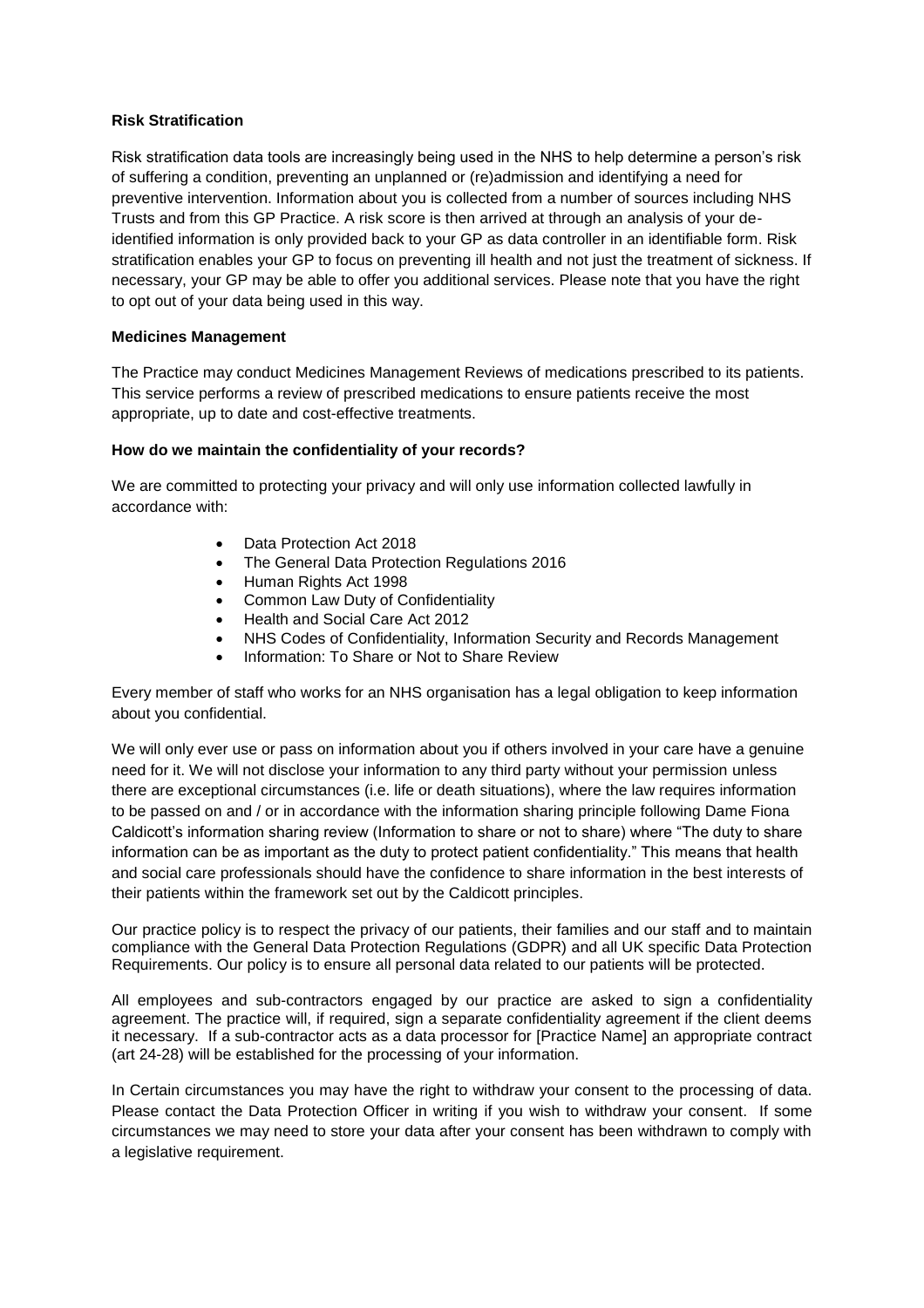**Risk Stratification**

Risk stratification data tools are increasingly being used in the NHS to help determine a person's risk of suffering a condition, preventing an unplanned or (re)admission and identifying a need for preventive intervention. Information about you is collected from a number of sources including NHS Trusts and from this GP Practice. A risk score is then arrived at through an analysis of your de-identified information is only provided back to your GP as data controller in an identifiable form. Risk stratification enables your GP to focus on preventing ill health and not just the treatment of sickness. If necessary, your GP may be able to offer you additional services. Please note that you have the right to opt out of your data being used in this way.

**Medicines Management**

The Practice may conduct Medicines Management Reviews of medications prescribed to its patients. This service performs a review of prescribed medications to ensure patients receive the most appropriate, up to date and cost-effective treatments.

**How do we maintain the confidentiality of your records?**

We are committed to protecting your privacy and will only use information collected lawfully in accordance with:

- Data Protection Act 2018
- The General Data Protection Regulations 2016
- Human Rights Act 1998
- Common Law Duty of Confidentiality
- Health and Social Care Act 2012
- NHS Codes of Confidentiality, Information Security and Records Management
- Information: To Share or Not to Share Review

Every member of staff who works for an NHS organisation has a legal obligation to keep information about you confidential.

We will only ever use or pass on information about you if others involved in your care have a genuine need for it. We will not disclose your information to any third party without your permission unless there are exceptional circumstances (i.e. life or death situations), where the law requires information to be passed on and / or in accordance with the information sharing principle following Dame Fiona Caldicott's information sharing review (Information to share or not to share) where "The duty to share information can be as important as the duty to protect patient confidentiality." This means that health and social care professionals should have the confidence to share information in the best interests of their patients within the framework set out by the Caldicott principles.

Our practice policy is to respect the privacy of our patients, their families and our staff and to maintain compliance with the General Data Protection Regulations (GDPR) and all UK specific Data Protection Requirements. Our policy is to ensure all personal data related to our patients will be protected.

All employees and sub-contractors engaged by our practice are asked to sign a confidentiality agreement. The practice will, if required, sign a separate confidentiality agreement if the client deems it necessary. If a sub-contractor acts as a data processor for [Practice Name] an appropriate contract (art 24-28) will be established for the processing of your information.

In Certain circumstances you may have the right to withdraw your consent to the processing of data. Please contact the Data Protection Officer in writing if you wish to withdraw your consent. If some circumstances we may need to store your data after your consent has been withdrawn to comply with a legislative requirement.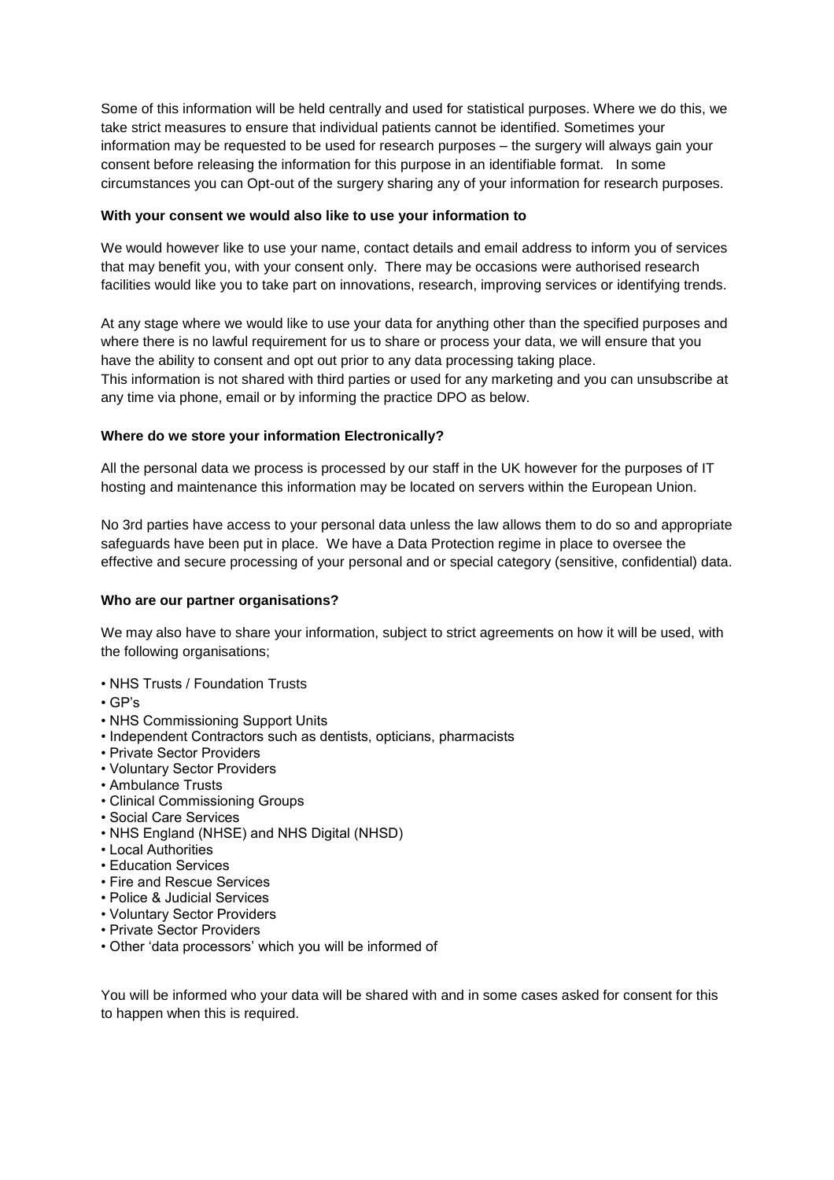Some of this information will be held centrally and used for statistical purposes. Where we do this, we take strict measures to ensure that individual patients cannot be identified. Sometimes your information may be requested to be used for research purposes – the surgery will always gain your consent before releasing the information for this purpose in an identifiable format. In some circumstances you can Opt-out of the surgery sharing any of your information for research purposes.

**With your consent we would also like to use your information to**

We would however like to use your name, contact details and email address to inform you of services that may benefit you, with your consent only. There may be occasions were authorised research facilities would like you to take part on innovations, research, improving services or identifying trends.

At any stage where we would like to use your data for anything other than the specified purposes and where there is no lawful requirement for us to share or process your data, we will ensure that you have the ability to consent and opt out prior to any data processing taking place.
This information is not shared with third parties or used for any marketing and you can unsubscribe at any time via phone, email or by informing the practice DPO as below.

**Where do we store your information Electronically?**

All the personal data we process is processed by our staff in the UK however for the purposes of IT hosting and maintenance this information may be located on servers within the European Union.

No 3rd parties have access to your personal data unless the law allows them to do so and appropriate safeguards have been put in place. We have a Data Protection regime in place to oversee the effective and secure processing of your personal and or special category (sensitive, confidential) data.

**Who are our partner organisations?**

We may also have to share your information, subject to strict agreements on how it will be used, with the following organisations;

- NHS Trusts / Foundation Trusts
- GP's
- NHS Commissioning Support Units
- Independent Contractors such as dentists, opticians, pharmacists
- Private Sector Providers
- Voluntary Sector Providers
- Ambulance Trusts
- Clinical Commissioning Groups
- Social Care Services
- NHS England (NHSE) and NHS Digital (NHSD)
- Local Authorities
- Education Services
- Fire and Rescue Services
- Police & Judicial Services
- Voluntary Sector Providers
- Private Sector Providers
- Other 'data processors' which you will be informed of

You will be informed who your data will be shared with and in some cases asked for consent for this to happen when this is required.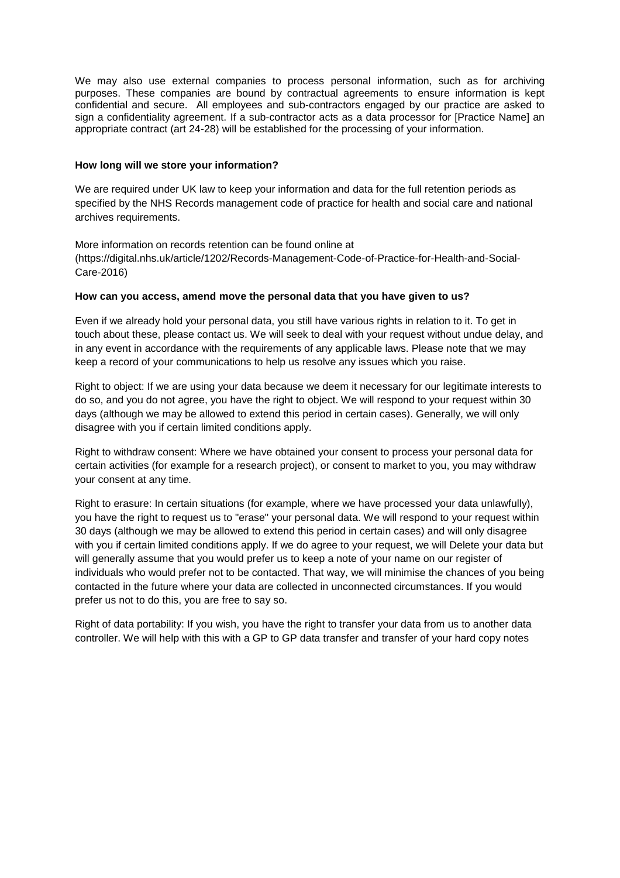We may also use external companies to process personal information, such as for archiving purposes. These companies are bound by contractual agreements to ensure information is kept confidential and secure. All employees and sub-contractors engaged by our practice are asked to sign a confidentiality agreement. If a sub-contractor acts as a data processor for [Practice Name] an appropriate contract (art 24-28) will be established for the processing of your information.

**How long will we store your information?**

We are required under UK law to keep your information and data for the full retention periods as specified by the NHS Records management code of practice for health and social care and national archives requirements.

More information on records retention can be found online at (https://digital.nhs.uk/article/1202/Records-Management-Code-of-Practice-for-Health-and-Social-Care-2016)

**How can you access, amend move the personal data that you have given to us?**

Even if we already hold your personal data, you still have various rights in relation to it. To get in touch about these, please contact us. We will seek to deal with your request without undue delay, and in any event in accordance with the requirements of any applicable laws. Please note that we may keep a record of your communications to help us resolve any issues which you raise.

Right to object: If we are using your data because we deem it necessary for our legitimate interests to do so, and you do not agree, you have the right to object. We will respond to your request within 30 days (although we may be allowed to extend this period in certain cases). Generally, we will only disagree with you if certain limited conditions apply.

Right to withdraw consent: Where we have obtained your consent to process your personal data for certain activities (for example for a research project), or consent to market to you, you may withdraw your consent at any time.

Right to erasure: In certain situations (for example, where we have processed your data unlawfully), you have the right to request us to "erase" your personal data. We will respond to your request within 30 days (although we may be allowed to extend this period in certain cases) and will only disagree with you if certain limited conditions apply. If we do agree to your request, we will Delete your data but will generally assume that you would prefer us to keep a note of your name on our register of individuals who would prefer not to be contacted. That way, we will minimise the chances of you being contacted in the future where your data are collected in unconnected circumstances. If you would prefer us not to do this, you are free to say so.

Right of data portability: If you wish, you have the right to transfer your data from us to another data controller. We will help with this with a GP to GP data transfer and transfer of your hard copy notes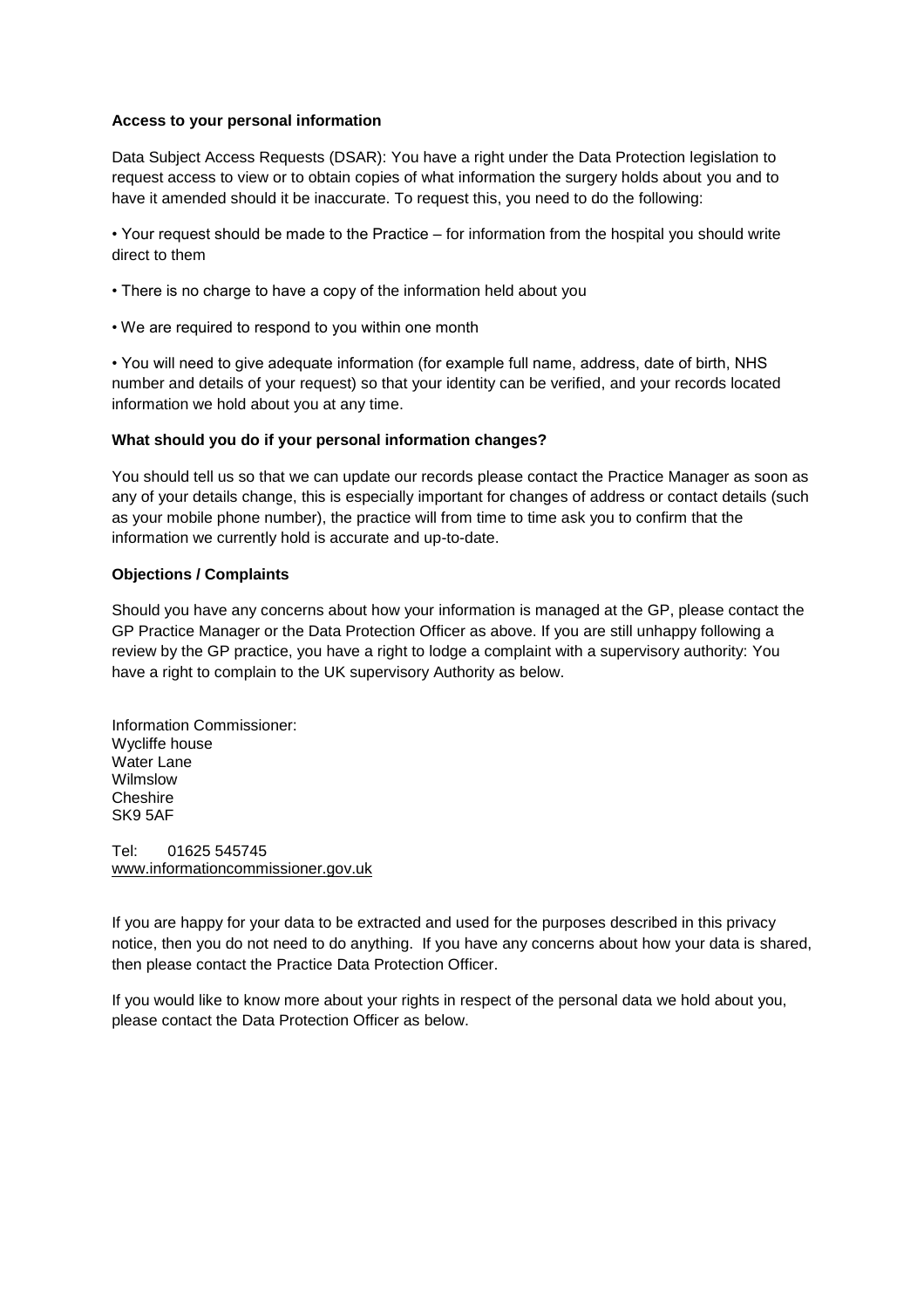**Access to your personal information**

Data Subject Access Requests (DSAR): You have a right under the Data Protection legislation to request access to view or to obtain copies of what information the surgery holds about you and to have it amended should it be inaccurate. To request this, you need to do the following:

- Your request should be made to the Practice – for information from the hospital you should write direct to them
- There is no charge to have a copy of the information held about you
- We are required to respond to you within one month
- You will need to give adequate information (for example full name, address, date of birth, NHS number and details of your request) so that your identity can be verified, and your records located information we hold about you at any time.

**What should you do if your personal information changes?**

You should tell us so that we can update our records please contact the Practice Manager as soon as any of your details change, this is especially important for changes of address or contact details (such as your mobile phone number), the practice will from time to time ask you to confirm that the information we currently hold is accurate and up-to-date.

**Objections / Complaints**

Should you have any concerns about how your information is managed at the GP, please contact the GP Practice Manager or the Data Protection Officer as above. If you are still unhappy following a review by the GP practice, you have a right to lodge a complaint with a supervisory authority: You have a right to complain to the UK supervisory Authority as below.

Information Commissioner:
Wycliffe house
Water Lane
Wilmslow
Cheshire
SK9 5AF

Tel: 01625 545745
www.informationcommissioner.gov.uk

If you are happy for your data to be extracted and used for the purposes described in this privacy notice, then you do not need to do anything. If you have any concerns about how your data is shared, then please contact the Practice Data Protection Officer.

If you would like to know more about your rights in respect of the personal data we hold about you, please contact the Data Protection Officer as below.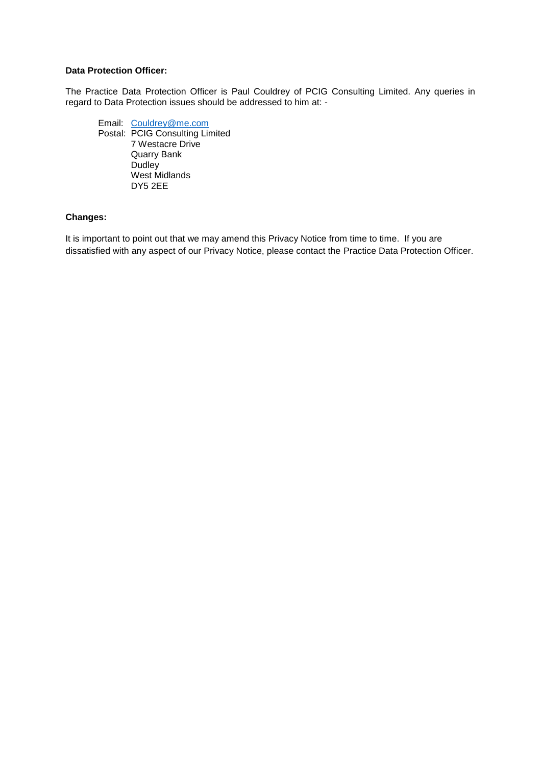**Data Protection Officer:**

The Practice Data Protection Officer is Paul Couldrey of PCIG Consulting Limited. Any queries in regard to Data Protection issues should be addressed to him at: -

Email: Couldrey@me.com
Postal: PCIG Consulting Limited
7 Westacre Drive
Quarry Bank
Dudley
West Midlands
DY5 2EE

**Changes:**

It is important to point out that we may amend this Privacy Notice from time to time. If you are dissatisfied with any aspect of our Privacy Notice, please contact the Practice Data Protection Officer.